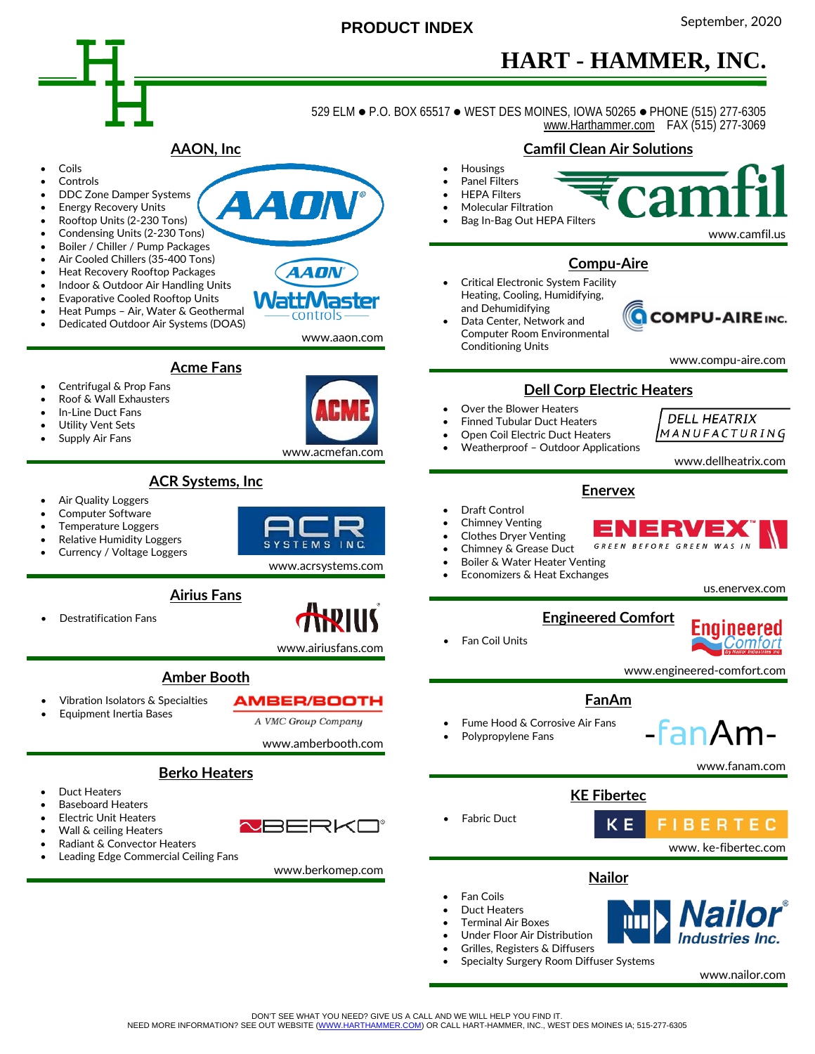# PRODUCT INDEX

September, 2020

# HART - HAMMER, INC.

529 ELM ● P.O. BOX 65517 ● WEST DES MOINES, IOWA 50265 ● PHONE (515) 277-6305
www.Harthammer.com FAX (515) 277-3069

## AAON, Inc

- Coils
- Controls
- DDC Zone Damper Systems
- Energy Recovery Units
- Rooftop Units (2-230 Tons)
- Condensing Units (2-230 Tons)
- Boiler / Chiller / Pump Packages
- Air Cooled Chillers (35-400 Tons)
- Heat Recovery Rooftop Packages
- Indoor & Outdoor Air Handling Units
- Evaporative Cooled Rooftop Units
- Heat Pumps – Air, Water & Geothermal
- Dedicated Outdoor Air Systems (DOAS)

www.aaon.com

## Acme Fans

- Centrifugal & Prop Fans
- Roof & Wall Exhausters
- In-Line Duct Fans
- Utility Vent Sets
- Supply Air Fans

www.acmefan.com

## ACR Systems, Inc

- Air Quality Loggers
- Computer Software
- Temperature Loggers
- Relative Humidity Loggers
- Currency / Voltage Loggers

www.acrsystems.com

## Airius Fans

- Destratification Fans

www.airiusfans.com

## Amber Booth

- Vibration Isolators & Specialties
- Equipment Inertia Bases

A VMC Group Company

www.amberbooth.com

## Berko Heaters

- Duct Heaters
- Baseboard Heaters
- Electric Unit Heaters
- Wall & ceiling Heaters
- Radiant & Convector Heaters
- Leading Edge Commercial Ceiling Fans

www.berkomep.com

## Camfil Clean Air Solutions

- Housings
- Panel Filters
- HEPA Filters
- Molecular Filtration
- Bag In-Bag Out HEPA Filters

www.camfil.us

## Compu-Aire

- Critical Electronic System Facility Heating, Cooling, Humidifying, and Dehumidifying
- Data Center, Network and Computer Room Environmental Conditioning Units

www.compu-aire.com

## Dell Corp Electric Heaters

- Over the Blower Heaters
- Finned Tubular Duct Heaters
- Open Coil Electric Duct Heaters
- Weatherproof – Outdoor Applications

www.dellheatrix.com

## Enervex

- Draft Control
- Chimney Venting
- Clothes Dryer Venting
- Chimney & Grease Duct
- Boiler & Water Heater Venting
- Economizers & Heat Exchanges

us.enervex.com

## Engineered Comfort

- Fan Coil Units

www.engineered-comfort.com

## FanAm

- Fume Hood & Corrosive Air Fans
- Polypropylene Fans

www.fanam.com

## KE Fibertec

- Fabric Duct

www. ke-fibertec.com

## Nailor

- Fan Coils
- Duct Heaters
- Terminal Air Boxes
- Under Floor Air Distribution
- Grilles, Registers & Diffusers
- Specialty Surgery Room Diffuser Systems

www.nailor.com

DON'T SEE WHAT YOU NEED? GIVE US A CALL AND WE WILL HELP YOU FIND IT.
NEED MORE INFORMATION? SEE OUT WEBSITE (WWW.HARTHAMMER.COM) OR CALL HART-HAMMER, INC., WEST DES MOINES IA; 515-277-6305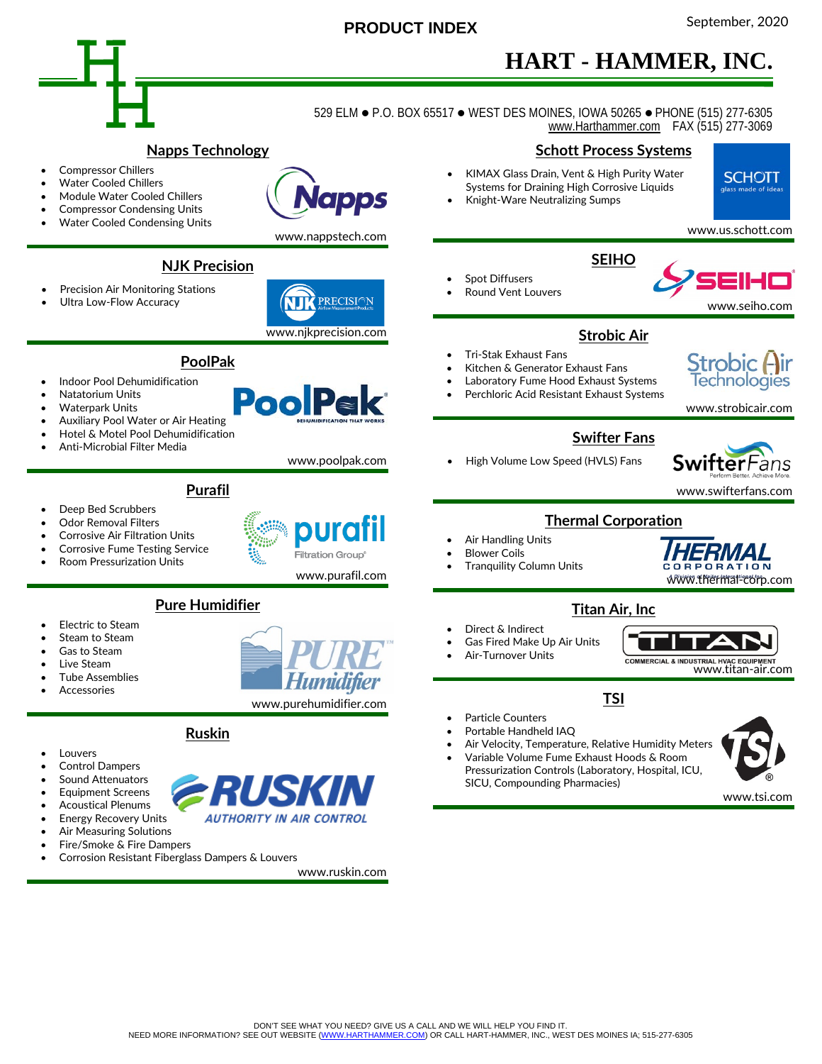# PRODUCT INDEX

September, 2020

# HART - HAMMER, INC.

529 ELM ● P.O. BOX 65517 ● WEST DES MOINES, IOWA 50265 ● PHONE (515) 277-6305
www.Harthammer.com FAX (515) 277-3069

## Napps Technology

- Compressor Chillers
- Water Cooled Chillers
- Module Water Cooled Chillers
- Compressor Condensing Units
- Water Cooled Condensing Units

www.nappstech.com

## NJK Precision

- Precision Air Monitoring Stations
- Ultra Low-Flow Accuracy

www.njkprecision.com

## PoolPak

- Indoor Pool Dehumidification
- Natatorium Units
- Waterpark Units
- Auxiliary Pool Water or Air Heating
- Hotel & Motel Pool Dehumidification
- Anti-Microbial Filter Media

www.poolpak.com

## Purafil

- Deep Bed Scrubbers
- Odor Removal Filters
- Corrosive Air Filtration Units
- Corrosive Fume Testing Service
- Room Pressurization Units

www.purafil.com

## Pure Humidifier

- Electric to Steam
- Steam to Steam
- Gas to Steam
- Live Steam
- Tube Assemblies
- Accessories

www.purehumidifier.com

## Ruskin

- Louvers
- Control Dampers
- Sound Attenuators
- Equipment Screens
- Acoustical Plenums
- Energy Recovery Units
- Air Measuring Solutions
- Fire/Smoke & Fire Dampers
- Corrosion Resistant Fiberglass Dampers & Louvers

www.ruskin.com

## Schott Process Systems

- KIMAX Glass Drain, Vent & High Purity Water Systems for Draining High Corrosive Liquids
- Knight-Ware Neutralizing Sumps

www.us.schott.com

## SEIHO

- Spot Diffusers
- Round Vent Louvers

www.seiho.com

## Strobic Air

- Tri-Stak Exhaust Fans
- Kitchen & Generator Exhaust Fans
- Laboratory Fume Hood Exhaust Systems
- Perchloric Acid Resistant Exhaust Systems

www.strobicair.com

## Swifter Fans

- High Volume Low Speed (HVLS) Fans

www.swifterfans.com

## Thermal Corporation

- Air Handling Units
- Blower Coils
- Tranquility Column Units

www.thermal-corp.com

## Titan Air, Inc

- Direct & Indirect
- Gas Fired Make Up Air Units
- Air-Turnover Units

www.titan-air.com

## TSI

- Particle Counters
- Portable Handheld IAQ
- Air Velocity, Temperature, Relative Humidity Meters
- Variable Volume Fume Exhaust Hoods & Room Pressurization Controls (Laboratory, Hospital, ICU, SICU, Compounding Pharmacies)

www.tsi.com

DON'T SEE WHAT YOU NEED? GIVE US A CALL AND WE WILL HELP YOU FIND IT.
NEED MORE INFORMATION? SEE OUT WEBSITE (WWW.HARTHAMMER.COM) OR CALL HART-HAMMER, INC., WEST DES MOINES IA; 515-277-6305